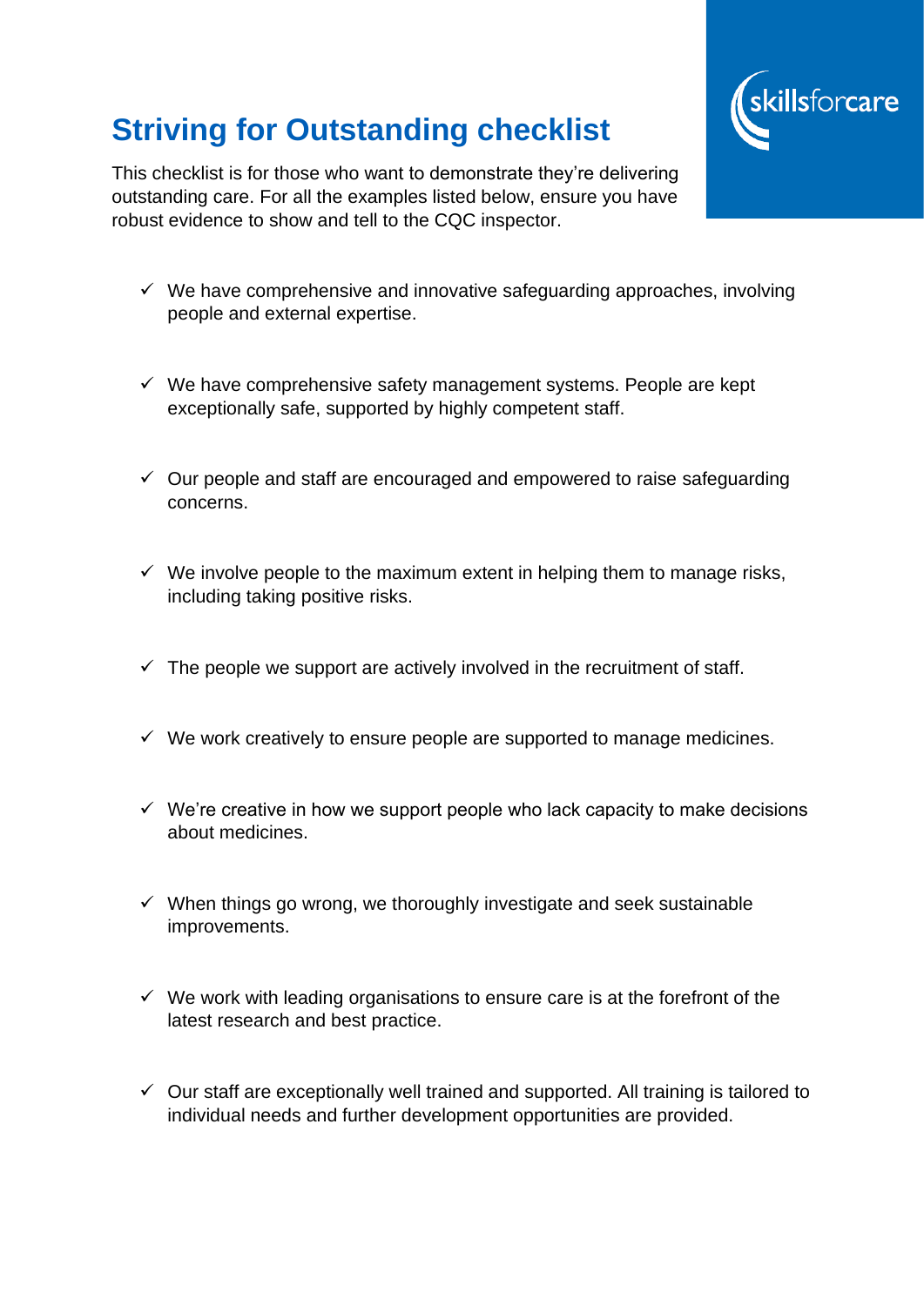# Striving for Outstanding checklist

This checklist is for those who want to demonstrate they're delivering outstanding care. For all the examples listed below, ensure you have robust evidence to show and tell to the CQC inspector.

- ✓ We have comprehensive and innovative safeguarding approaches, involving people and external expertise.
- ✓ We have comprehensive safety management systems. People are kept exceptionally safe, supported by highly competent staff.
- ✓ Our people and staff are encouraged and empowered to raise safeguarding concerns.
- ✓ We involve people to the maximum extent in helping them to manage risks, including taking positive risks.
- ✓ The people we support are actively involved in the recruitment of staff.
- ✓ We work creatively to ensure people are supported to manage medicines.
- ✓ We're creative in how we support people who lack capacity to make decisions about medicines.
- ✓ When things go wrong, we thoroughly investigate and seek sustainable improvements.
- ✓ We work with leading organisations to ensure care is at the forefront of the latest research and best practice.
- ✓ Our staff are exceptionally well trained and supported. All training is tailored to individual needs and further development opportunities are provided.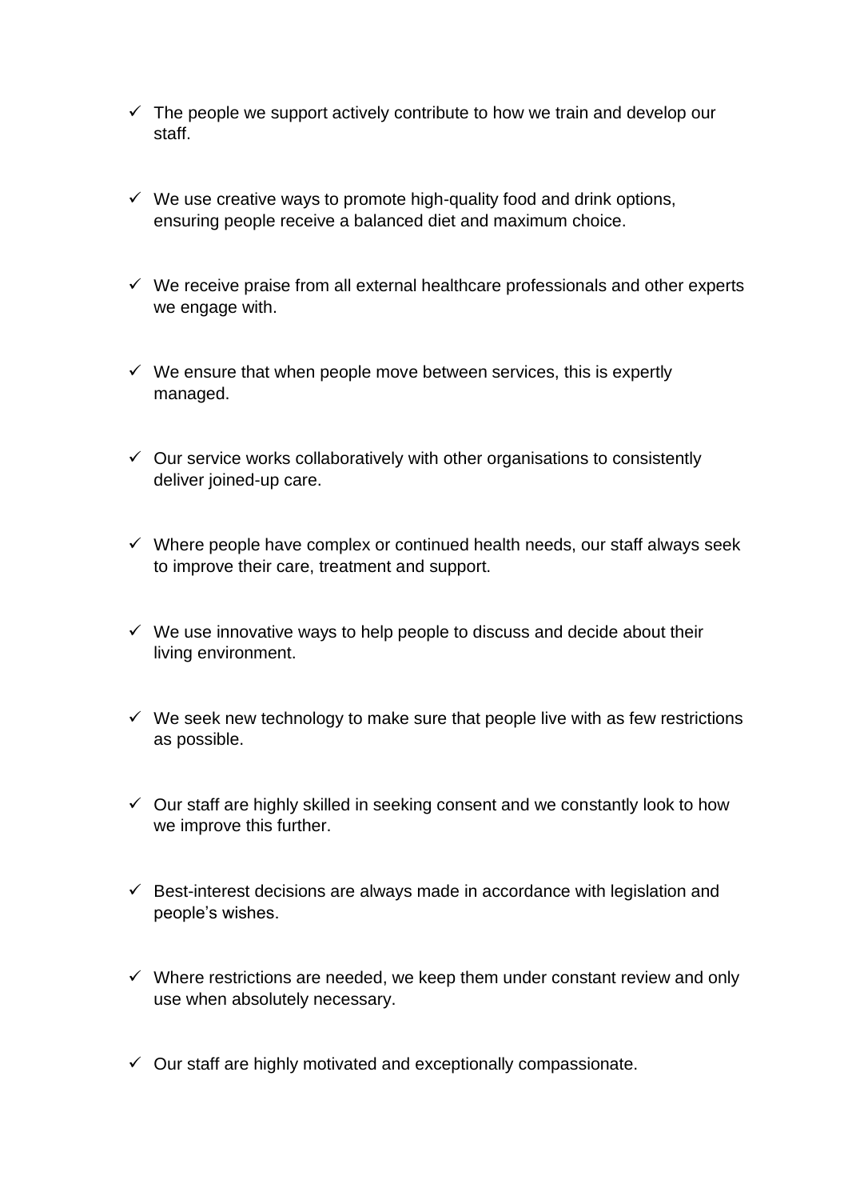- ✓ The people we support actively contribute to how we train and develop our staff.

- ✓ We use creative ways to promote high-quality food and drink options, ensuring people receive a balanced diet and maximum choice.

- ✓ We receive praise from all external healthcare professionals and other experts we engage with.

- ✓ We ensure that when people move between services, this is expertly managed.

- ✓ Our service works collaboratively with other organisations to consistently deliver joined-up care.

- ✓ Where people have complex or continued health needs, our staff always seek to improve their care, treatment and support.

- ✓ We use innovative ways to help people to discuss and decide about their living environment.

- ✓ We seek new technology to make sure that people live with as few restrictions as possible.

- ✓ Our staff are highly skilled in seeking consent and we constantly look to how we improve this further.

- ✓ Best-interest decisions are always made in accordance with legislation and people's wishes.

- ✓ Where restrictions are needed, we keep them under constant review and only use when absolutely necessary.

- ✓ Our staff are highly motivated and exceptionally compassionate.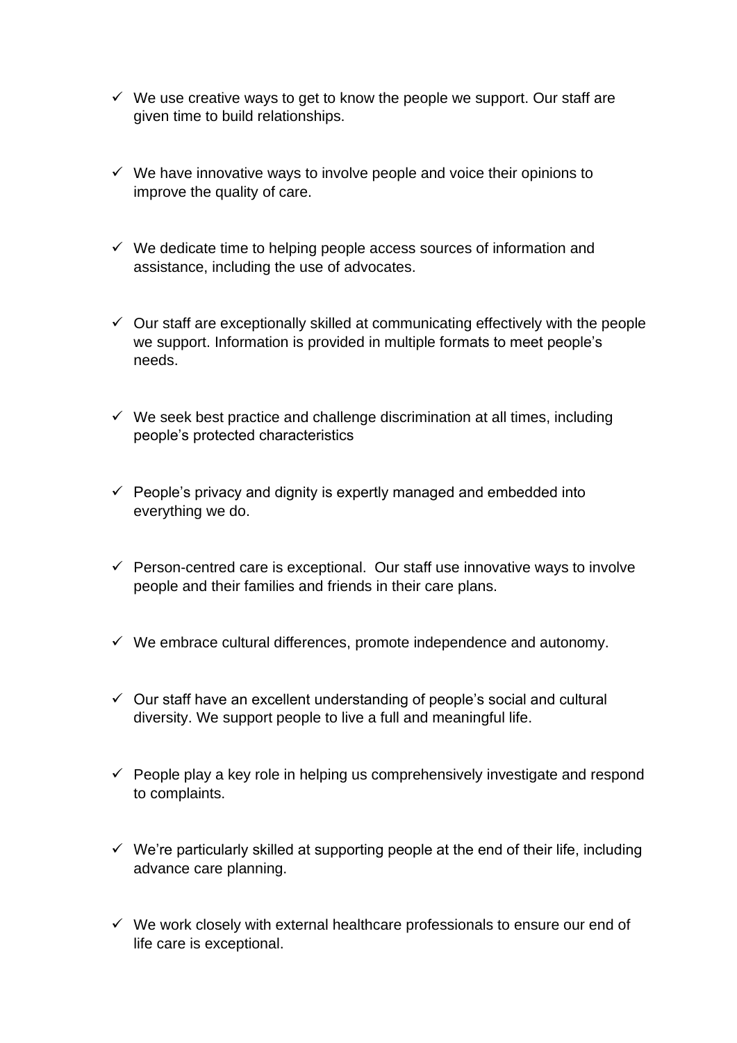- ✓ We use creative ways to get to know the people we support. Our staff are given time to build relationships.

- ✓ We have innovative ways to involve people and voice their opinions to improve the quality of care.

- ✓ We dedicate time to helping people access sources of information and assistance, including the use of advocates.

- ✓ Our staff are exceptionally skilled at communicating effectively with the people we support. Information is provided in multiple formats to meet people's needs.

- ✓ We seek best practice and challenge discrimination at all times, including people's protected characteristics

- ✓ People's privacy and dignity is expertly managed and embedded into everything we do.

- ✓ Person-centred care is exceptional. Our staff use innovative ways to involve people and their families and friends in their care plans.

- ✓ We embrace cultural differences, promote independence and autonomy.

- ✓ Our staff have an excellent understanding of people's social and cultural diversity. We support people to live a full and meaningful life.

- ✓ People play a key role in helping us comprehensively investigate and respond to complaints.

- ✓ We're particularly skilled at supporting people at the end of their life, including advance care planning.

- ✓ We work closely with external healthcare professionals to ensure our end of life care is exceptional.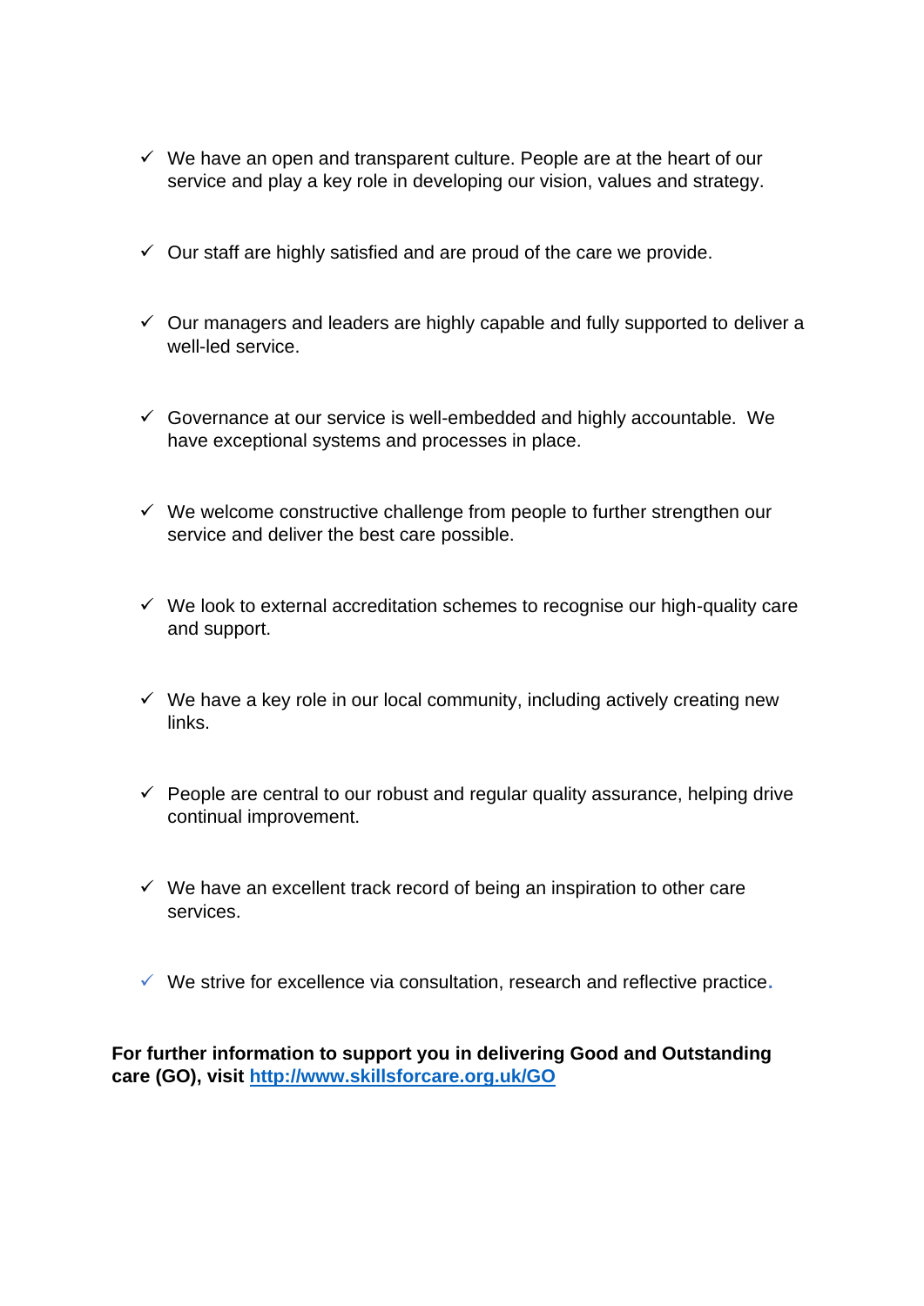- ✓ We have an open and transparent culture. People are at the heart of our service and play a key role in developing our vision, values and strategy.
- ✓ Our staff are highly satisfied and are proud of the care we provide.
- ✓ Our managers and leaders are highly capable and fully supported to deliver a well-led service.
- ✓ Governance at our service is well-embedded and highly accountable. We have exceptional systems and processes in place.
- ✓ We welcome constructive challenge from people to further strengthen our service and deliver the best care possible.
- ✓ We look to external accreditation schemes to recognise our high-quality care and support.
- ✓ We have a key role in our local community, including actively creating new links.
- ✓ People are central to our robust and regular quality assurance, helping drive continual improvement.
- ✓ We have an excellent track record of being an inspiration to other care services.
- ✓ We strive for excellence via consultation, research and reflective practice.

**For further information to support you in delivering Good and Outstanding care (GO), visit [http://www.skillsforcare.org.uk/GO](http://www.skillsforcare.org.uk/GO)**